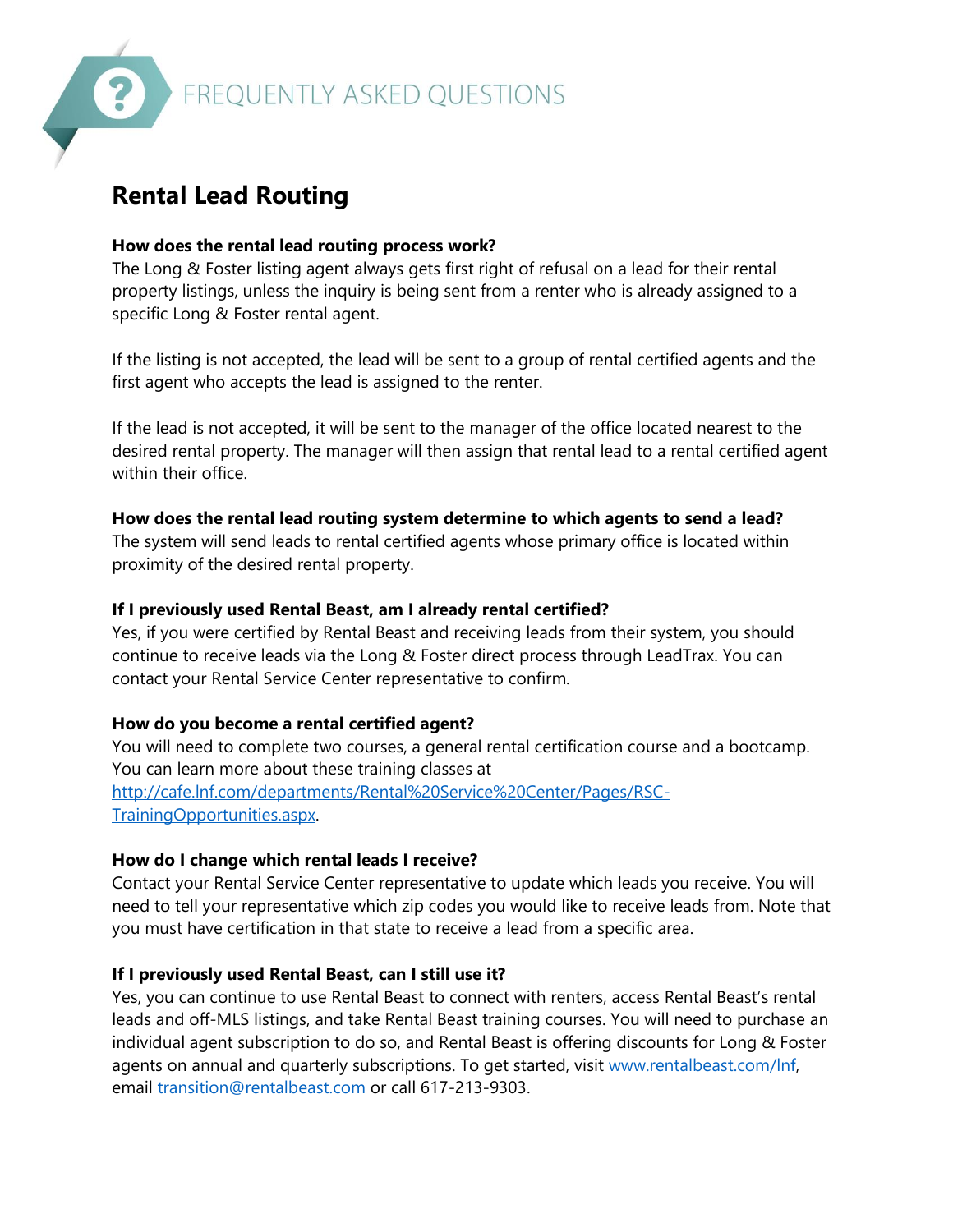# FREQUENTLY ASKED QUESTIONS

## Rental Lead Routing

**How does the rental lead routing process work?**

The Long & Foster listing agent always gets first right of refusal on a lead for their rental property listings, unless the inquiry is being sent from a renter who is already assigned to a specific Long & Foster rental agent.

If the listing is not accepted, the lead will be sent to a group of rental certified agents and the first agent who accepts the lead is assigned to the renter.

If the lead is not accepted, it will be sent to the manager of the office located nearest to the desired rental property. The manager will then assign that rental lead to a rental certified agent within their office.

**How does the rental lead routing system determine to which agents to send a lead?**

The system will send leads to rental certified agents whose primary office is located within proximity of the desired rental property.

**If I previously used Rental Beast, am I already rental certified?**

Yes, if you were certified by Rental Beast and receiving leads from their system, you should continue to receive leads via the Long & Foster direct process through LeadTrax. You can contact your Rental Service Center representative to confirm.

**How do you become a rental certified agent?**

You will need to complete two courses, a general rental certification course and a bootcamp. You can learn more about these training classes at [http://cafe.lnf.com/departments/Rental%20Service%20Center/Pages/RSC-TrainingOpportunities.aspx](http://cafe.lnf.com/departments/Rental%20Service%20Center/Pages/RSC-TrainingOpportunities.aspx).

**How do I change which rental leads I receive?**

Contact your Rental Service Center representative to update which leads you receive. You will need to tell your representative which zip codes you would like to receive leads from. Note that you must have certification in that state to receive a lead from a specific area.

**If I previously used Rental Beast, can I still use it?**

Yes, you can continue to use Rental Beast to connect with renters, access Rental Beast's rental leads and off-MLS listings, and take Rental Beast training courses. You will need to purchase an individual agent subscription to do so, and Rental Beast is offering discounts for Long & Foster agents on annual and quarterly subscriptions. To get started, visit [www.rentalbeast.com/lnf](http://www.rentalbeast.com/lnf), email [transition@rentalbeast.com](mailto:transition@rentalbeast.com) or call 617-213-9303.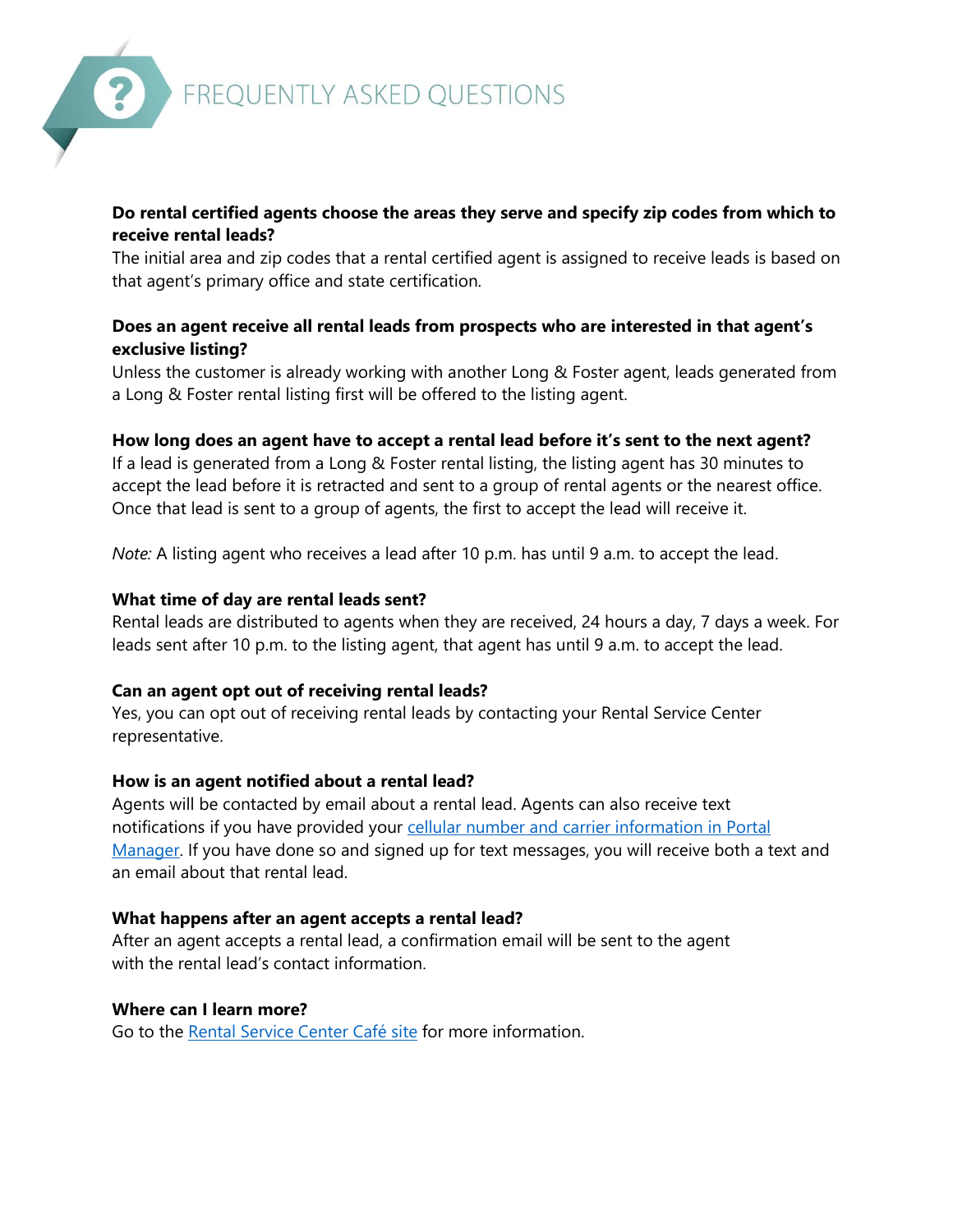# FREQUENTLY ASKED QUESTIONS

**Do rental certified agents choose the areas they serve and specify zip codes from which to receive rental leads?**
The initial area and zip codes that a rental certified agent is assigned to receive leads is based on that agent's primary office and state certification.

**Does an agent receive all rental leads from prospects who are interested in that agent's exclusive listing?**
Unless the customer is already working with another Long & Foster agent, leads generated from a Long & Foster rental listing first will be offered to the listing agent.

**How long does an agent have to accept a rental lead before it's sent to the next agent?**
If a lead is generated from a Long & Foster rental listing, the listing agent has 30 minutes to accept the lead before it is retracted and sent to a group of rental agents or the nearest office. Once that lead is sent to a group of agents, the first to accept the lead will receive it.

*Note:* A listing agent who receives a lead after 10 p.m. has until 9 a.m. to accept the lead.

**What time of day are rental leads sent?**
Rental leads are distributed to agents when they are received, 24 hours a day, 7 days a week. For leads sent after 10 p.m. to the listing agent, that agent has until 9 a.m. to accept the lead.

**Can an agent opt out of receiving rental leads?**
Yes, you can opt out of receiving rental leads by contacting your Rental Service Center representative.

**How is an agent notified about a rental lead?**
Agents will be contacted by email about a rental lead. Agents can also receive text notifications if you have provided your cellular number and carrier information in Portal Manager. If you have done so and signed up for text messages, you will receive both a text and an email about that rental lead.

**What happens after an agent accepts a rental lead?**
After an agent accepts a rental lead, a confirmation email will be sent to the agent with the rental lead's contact information.

**Where can I learn more?**
Go to the Rental Service Center Café site for more information.